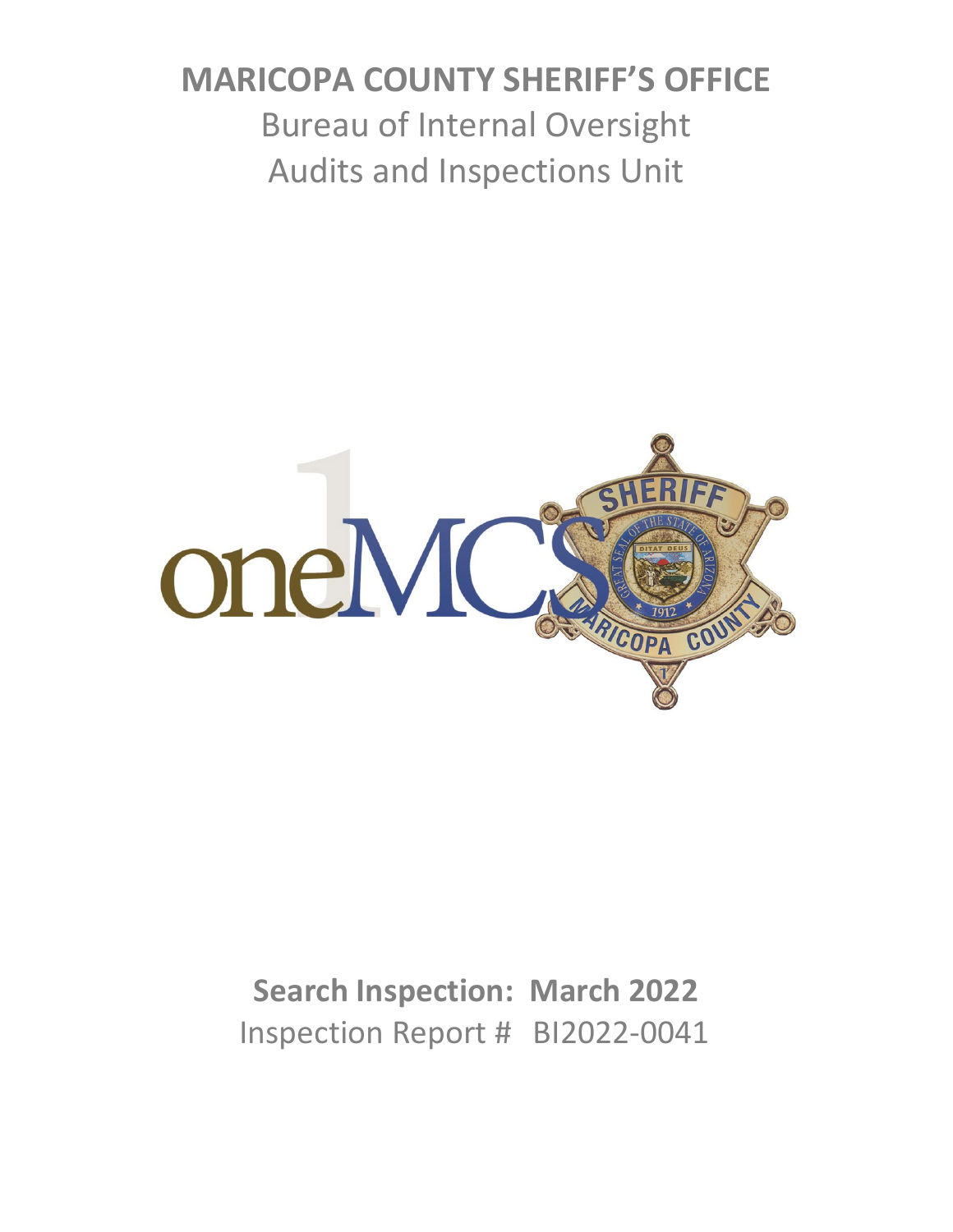# MARICOPA COUNTY SHERIFF'S OFFICE

## Bureau of Internal Oversight

## Audits and Inspections Unit

## Search Inspection: March 2022

Inspection Report # BI2022-0041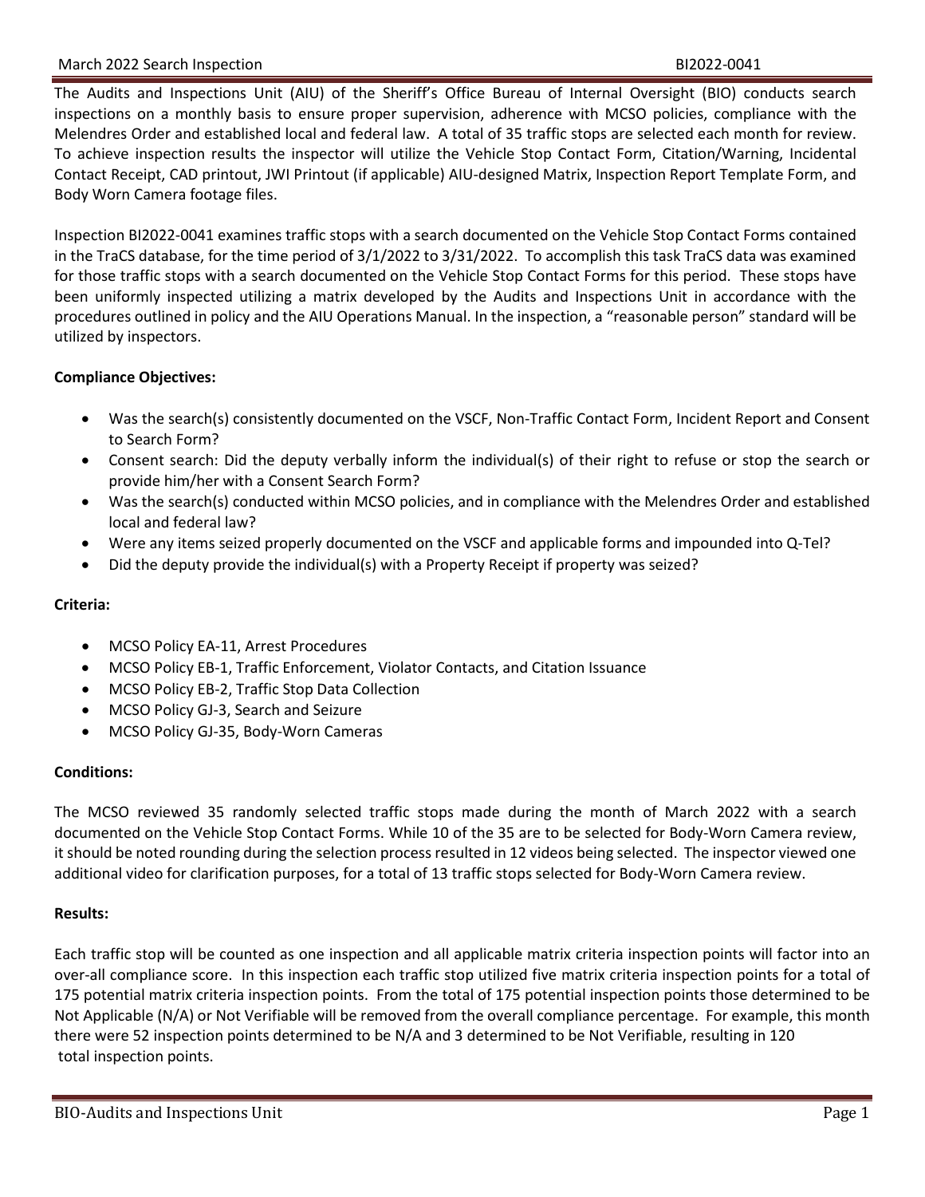The Audits and Inspections Unit (AIU) of the Sheriff's Office Bureau of Internal Oversight (BIO) conducts search inspections on a monthly basis to ensure proper supervision, adherence with MCSO policies, compliance with the Melendres Order and established local and federal law. A total of 35 traffic stops are selected each month for review. To achieve inspection results the inspector will utilize the Vehicle Stop Contact Form, Citation/Warning, Incidental Contact Receipt, CAD printout, JWI Printout (if applicable) AIU-designed Matrix, Inspection Report Template Form, and Body Worn Camera footage files.

Inspection BI2022-0041 examines traffic stops with a search documented on the Vehicle Stop Contact Forms contained in the TraCS database, for the time period of 3/1/2022 to 3/31/2022. To accomplish this task TraCS data was examined for those traffic stops with a search documented on the Vehicle Stop Contact Forms for this period. These stops have been uniformly inspected utilizing a matrix developed by the Audits and Inspections Unit in accordance with the procedures outlined in policy and the AIU Operations Manual. In the inspection, a "reasonable person" standard will be utilized by inspectors.

**Compliance Objectives:**

- Was the search(s) consistently documented on the VSCF, Non-Traffic Contact Form, Incident Report and Consent to Search Form?
- Consent search: Did the deputy verbally inform the individual(s) of their right to refuse or stop the search or provide him/her with a Consent Search Form?
- Was the search(s) conducted within MCSO policies, and in compliance with the Melendres Order and established local and federal law?
- Were any items seized properly documented on the VSCF and applicable forms and impounded into Q-Tel?
- Did the deputy provide the individual(s) with a Property Receipt if property was seized?

**Criteria:**

- MCSO Policy EA-11, Arrest Procedures
- MCSO Policy EB-1, Traffic Enforcement, Violator Contacts, and Citation Issuance
- MCSO Policy EB-2, Traffic Stop Data Collection
- MCSO Policy GJ-3, Search and Seizure
- MCSO Policy GJ-35, Body-Worn Cameras

**Conditions:**

The MCSO reviewed 35 randomly selected traffic stops made during the month of March 2022 with a search documented on the Vehicle Stop Contact Forms. While 10 of the 35 are to be selected for Body-Worn Camera review, it should be noted rounding during the selection process resulted in 12 videos being selected. The inspector viewed one additional video for clarification purposes, for a total of 13 traffic stops selected for Body-Worn Camera review.

**Results:**

Each traffic stop will be counted as one inspection and all applicable matrix criteria inspection points will factor into an over-all compliance score. In this inspection each traffic stop utilized five matrix criteria inspection points for a total of 175 potential matrix criteria inspection points. From the total of 175 potential inspection points those determined to be Not Applicable (N/A) or Not Verifiable will be removed from the overall compliance percentage. For example, this month there were 52 inspection points determined to be N/A and 3 determined to be Not Verifiable, resulting in 120 total inspection points.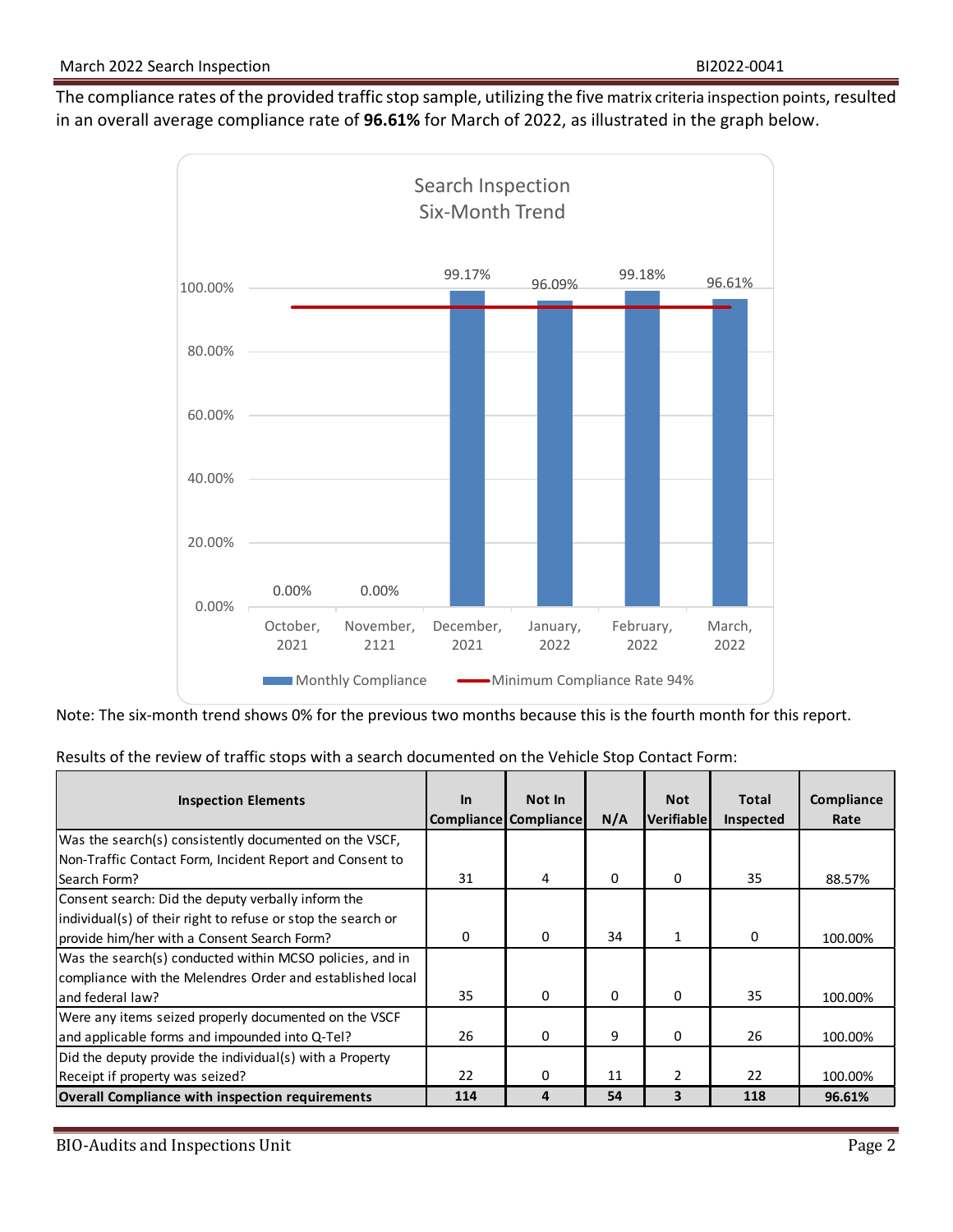The compliance rates of the provided traffic stop sample, utilizing the five matrix criteria inspection points, resulted in an overall average compliance rate of **96.61%** for March of 2022, as illustrated in the graph below.

Note: The six-month trend shows 0% for the previous two months because this is the fourth month for this report.

Results of the review of traffic stops with a search documented on the Vehicle Stop Contact Form:

| Inspection Elements | In Compliance | Not In Compliance | N/A | Not Verifiable | Total Inspected | Compliance Rate |
|---|---|---|---|---|---|---|
| Was the search(s) consistently documented on the VSCF, Non-Traffic Contact Form, Incident Report and Consent to Search Form? | 31 | 4 | 0 | 0 | 35 | 88.57% |
| Consent search: Did the deputy verbally inform the individual(s) of their right to refuse or stop the search or provide him/her with a Consent Search Form? | 0 | 0 | 34 | 1 | 0 | 100.00% |
| Was the search(s) conducted within MCSO policies, and in compliance with the Melendres Order and established local and federal law? | 35 | 0 | 0 | 0 | 35 | 100.00% |
| Were any items seized properly documented on the VSCF and applicable forms and impounded into Q-Tel? | 26 | 0 | 9 | 0 | 26 | 100.00% |
| Did the deputy provide the individual(s) with a Property Receipt if property was seized? | 22 | 0 | 11 | 2 | 22 | 100.00% |
| **Overall Compliance with inspection requirements** | **114** | **4** | **54** | **3** | **118** | **96.61%** |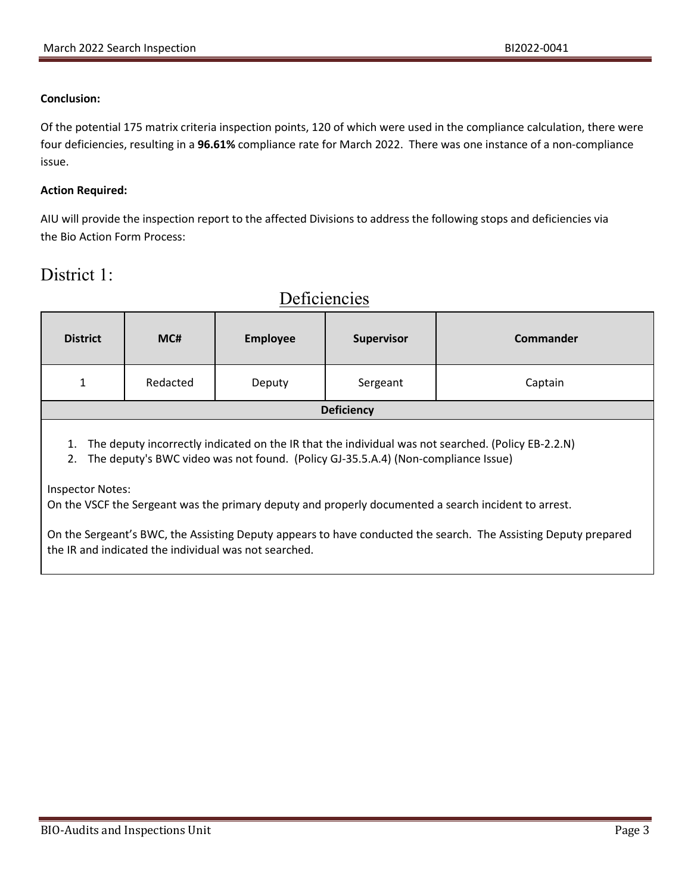**Conclusion:**

Of the potential 175 matrix criteria inspection points, 120 of which were used in the compliance calculation, there were four deficiencies, resulting in a **96.61%** compliance rate for March 2022. There was one instance of a non-compliance issue.

**Action Required:**

AIU will provide the inspection report to the affected Divisions to address the following stops and deficiencies via the Bio Action Form Process:

# District 1:

## Deficiencies

| District | MC# | Employee | Supervisor | Commander |
|---|---|---|---|---|
| 1 | Redacted | Deputy | Sergeant | Captain |
| **Deficiency** | | | | |

1. The deputy incorrectly indicated on the IR that the individual was not searched. (Policy EB-2.2.N)
2. The deputy's BWC video was not found. (Policy GJ-35.5.A.4) (Non-compliance Issue)

Inspector Notes:
On the VSCF the Sergeant was the primary deputy and properly documented a search incident to arrest.

On the Sergeant's BWC, the Assisting Deputy appears to have conducted the search. The Assisting Deputy prepared the IR and indicated the individual was not searched.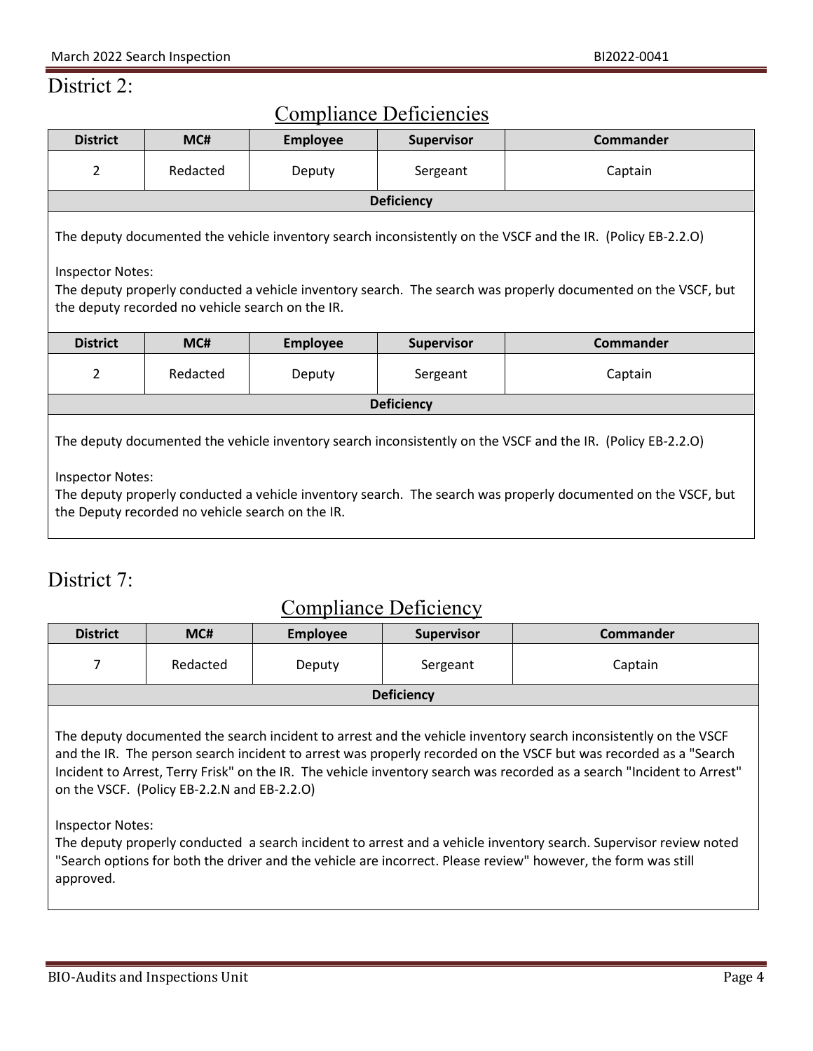# District 2:

## Compliance Deficiencies

| District | MC# | Employee | Supervisor | Commander |
|---|---|---|---|---|
| 2 | Redacted | Deputy | Sergeant | Captain |

**Deficiency**

The deputy documented the vehicle inventory search inconsistently on the VSCF and the IR. (Policy EB-2.2.O)

Inspector Notes:
The deputy properly conducted a vehicle inventory search. The search was properly documented on the VSCF, but the deputy recorded no vehicle search on the IR.

| District | MC# | Employee | Supervisor | Commander |
|---|---|---|---|---|
| 2 | Redacted | Deputy | Sergeant | Captain |

**Deficiency**

The deputy documented the vehicle inventory search inconsistently on the VSCF and the IR. (Policy EB-2.2.O)

Inspector Notes:
The deputy properly conducted a vehicle inventory search. The search was properly documented on the VSCF, but the Deputy recorded no vehicle search on the IR.

# District 7:

## Compliance Deficiency

| District | MC# | Employee | Supervisor | Commander |
|---|---|---|---|---|
| 7 | Redacted | Deputy | Sergeant | Captain |

**Deficiency**

The deputy documented the search incident to arrest and the vehicle inventory search inconsistently on the VSCF and the IR. The person search incident to arrest was properly recorded on the VSCF but was recorded as a "Search Incident to Arrest, Terry Frisk" on the IR. The vehicle inventory search was recorded as a search "Incident to Arrest" on the VSCF. (Policy EB-2.2.N and EB-2.2.O)

Inspector Notes:
The deputy properly conducted a search incident to arrest and a vehicle inventory search. Supervisor review noted "Search options for both the driver and the vehicle are incorrect. Please review" however, the form was still approved.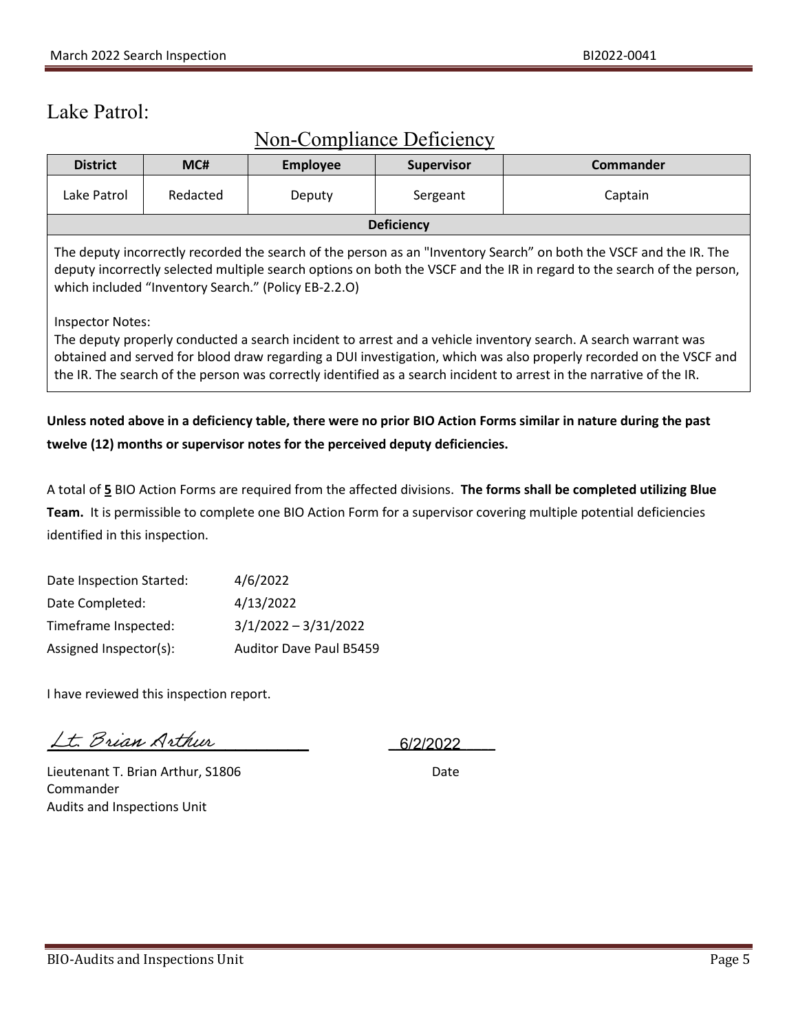## Lake Patrol:

### Non-Compliance Deficiency

| District | MC# | Employee | Supervisor | Commander |
|---|---|---|---|---|
| Lake Patrol | Redacted | Deputy | Sergeant | Captain |
| **Deficiency** | | | | |
| The deputy incorrectly recorded the search of the person as an "Inventory Search" on both the VSCF and the IR. The deputy incorrectly selected multiple search options on both the VSCF and the IR in regard to the search of the person, which included "Inventory Search." (Policy EB-2.2.O)<br><br>Inspector Notes:<br>The deputy properly conducted a search incident to arrest and a vehicle inventory search. A search warrant was obtained and served for blood draw regarding a DUI investigation, which was also properly recorded on the VSCF and the IR. The search of the person was correctly identified as a search incident to arrest in the narrative of the IR. | | | | |

**Unless noted above in a deficiency table, there were no prior BIO Action Forms similar in nature during the past twelve (12) months or supervisor notes for the perceived deputy deficiencies.**

A total of **5** BIO Action Forms are required from the affected divisions. **The forms shall be completed utilizing Blue Team.** It is permissible to complete one BIO Action Form for a supervisor covering multiple potential deficiencies identified in this inspection.

| | |
|---|---|
| Date Inspection Started: | 4/6/2022 |
| Date Completed: | 4/13/2022 |
| Timeframe Inspected: | 3/1/2022 – 3/31/2022 |
| Assigned Inspector(s): | Auditor Dave Paul B5459 |

I have reviewed this inspection report.

Lt. Brian Arthur &nbsp;&nbsp;&nbsp;&nbsp;&nbsp;&nbsp;&nbsp;&nbsp; 6/2/2022

Lieutenant T. Brian Arthur, S1806 &nbsp;&nbsp;&nbsp;&nbsp;&nbsp;&nbsp;&nbsp;&nbsp; Date
Commander
Audits and Inspections Unit